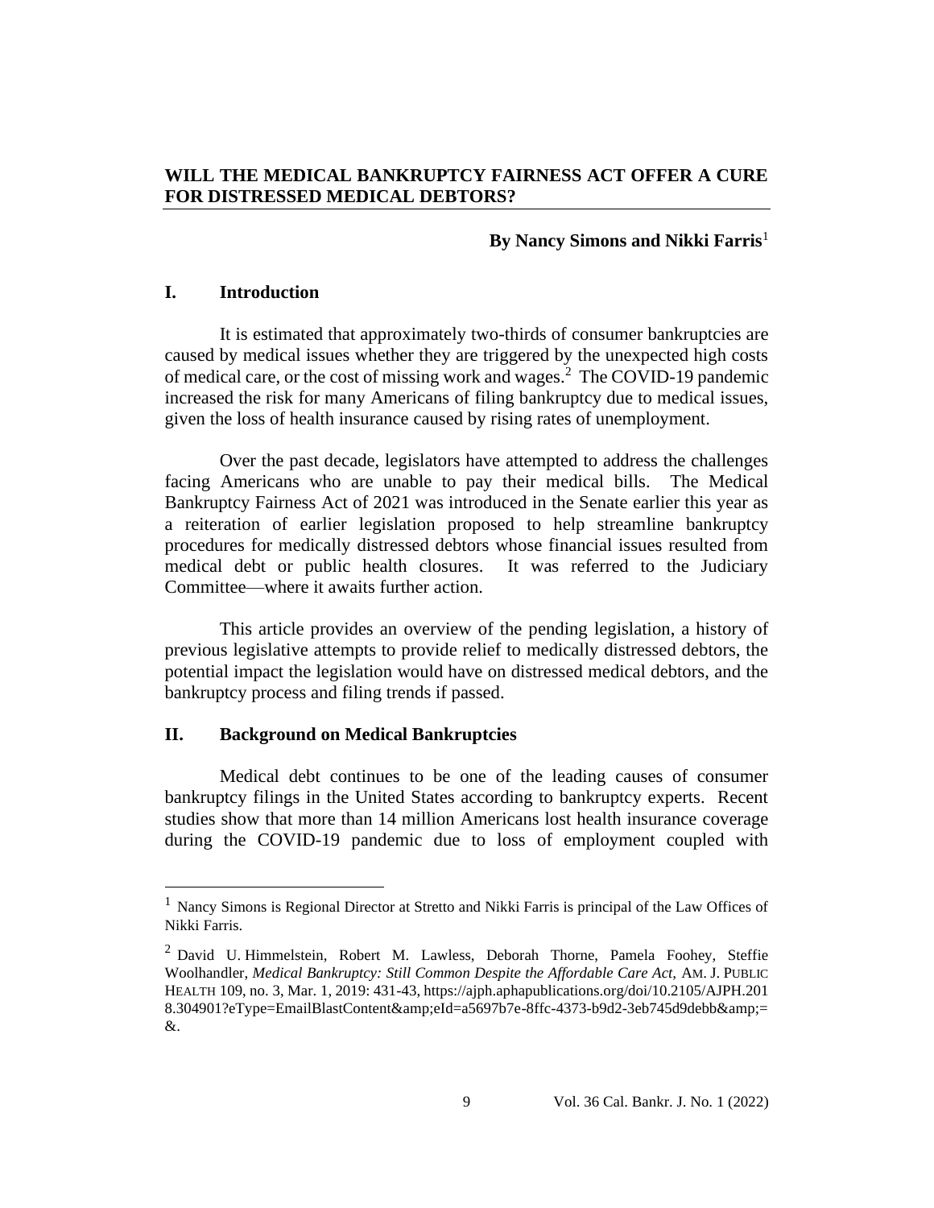# WILL THE MEDICAL BANKRUPTCY FAIRNESS ACT OFFER A CURE FOR DISTRESSED MEDICAL DEBTORS?

**By Nancy Simons and Nikki Farris**[1]

## I. Introduction

It is estimated that approximately two-thirds of consumer bankruptcies are caused by medical issues whether they are triggered by the unexpected high costs of medical care, or the cost of missing work and wages.[2] The COVID-19 pandemic increased the risk for many Americans of filing bankruptcy due to medical issues, given the loss of health insurance caused by rising rates of unemployment.

Over the past decade, legislators have attempted to address the challenges facing Americans who are unable to pay their medical bills. The Medical Bankruptcy Fairness Act of 2021 was introduced in the Senate earlier this year as a reiteration of earlier legislation proposed to help streamline bankruptcy procedures for medically distressed debtors whose financial issues resulted from medical debt or public health closures. It was referred to the Judiciary Committee—where it awaits further action.

This article provides an overview of the pending legislation, a history of previous legislative attempts to provide relief to medically distressed debtors, the potential impact the legislation would have on distressed medical debtors, and the bankruptcy process and filing trends if passed.

## II. Background on Medical Bankruptcies

Medical debt continues to be one of the leading causes of consumer bankruptcy filings in the United States according to bankruptcy experts. Recent studies show that more than 14 million Americans lost health insurance coverage during the COVID-19 pandemic due to loss of employment coupled with

---

[1] Nancy Simons is Regional Director at Stretto and Nikki Farris is principal of the Law Offices of Nikki Farris.

[2] David U. Himmelstein, Robert M. Lawless, Deborah Thorne, Pamela Foohey, Steffie Woolhandler, *Medical Bankruptcy: Still Common Despite the Affordable Care Act,* AM. J. PUBLIC HEALTH 109, no. 3, Mar. 1, 2019: 431-43, https://ajph.aphapublications.org/doi/10.2105/AJPH.2018.304901?eType=EmailBlastContent&amp;eId=a5697b7e-8ffc-4373-b9d2-3eb745d9debb&amp;=&.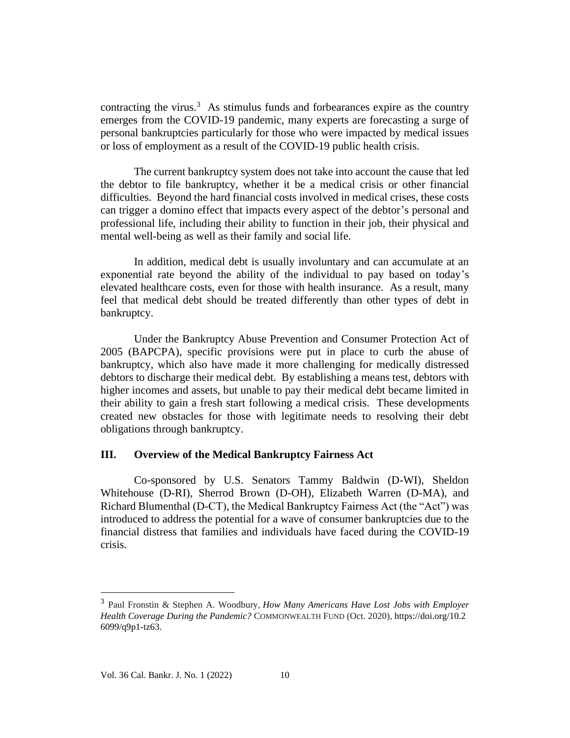contracting the virus.[3] As stimulus funds and forbearances expire as the country emerges from the COVID-19 pandemic, many experts are forecasting a surge of personal bankruptcies particularly for those who were impacted by medical issues or loss of employment as a result of the COVID-19 public health crisis.

The current bankruptcy system does not take into account the cause that led the debtor to file bankruptcy, whether it be a medical crisis or other financial difficulties. Beyond the hard financial costs involved in medical crises, these costs can trigger a domino effect that impacts every aspect of the debtor's personal and professional life, including their ability to function in their job, their physical and mental well-being as well as their family and social life.

In addition, medical debt is usually involuntary and can accumulate at an exponential rate beyond the ability of the individual to pay based on today's elevated healthcare costs, even for those with health insurance. As a result, many feel that medical debt should be treated differently than other types of debt in bankruptcy.

Under the Bankruptcy Abuse Prevention and Consumer Protection Act of 2005 (BAPCPA), specific provisions were put in place to curb the abuse of bankruptcy, which also have made it more challenging for medically distressed debtors to discharge their medical debt. By establishing a means test, debtors with higher incomes and assets, but unable to pay their medical debt became limited in their ability to gain a fresh start following a medical crisis. These developments created new obstacles for those with legitimate needs to resolving their debt obligations through bankruptcy.

## III. Overview of the Medical Bankruptcy Fairness Act

Co-sponsored by U.S. Senators Tammy Baldwin (D-WI), Sheldon Whitehouse (D-RI), Sherrod Brown (D-OH), Elizabeth Warren (D-MA), and Richard Blumenthal (D-CT), the Medical Bankruptcy Fairness Act (the "Act") was introduced to address the potential for a wave of consumer bankruptcies due to the financial distress that families and individuals have faced during the COVID-19 crisis.

---

[3] Paul Fronstin & Stephen A. Woodbury, *How Many Americans Have Lost Jobs with Employer Health Coverage During the Pandemic?* COMMONWEALTH FUND (Oct. 2020), https://doi.org/10.26099/q9p1-tz63.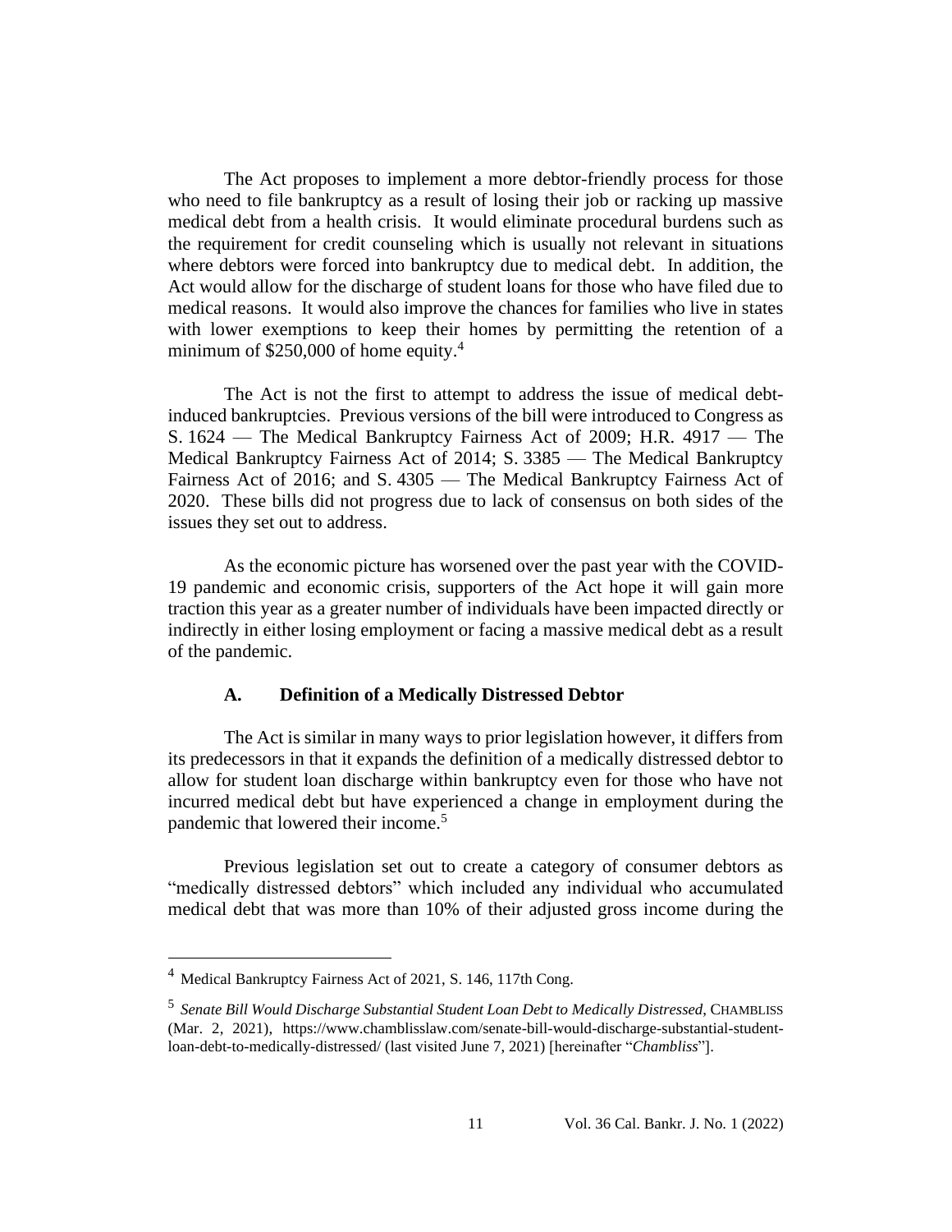The Act proposes to implement a more debtor-friendly process for those who need to file bankruptcy as a result of losing their job or racking up massive medical debt from a health crisis. It would eliminate procedural burdens such as the requirement for credit counseling which is usually not relevant in situations where debtors were forced into bankruptcy due to medical debt. In addition, the Act would allow for the discharge of student loans for those who have filed due to medical reasons. It would also improve the chances for families who live in states with lower exemptions to keep their homes by permitting the retention of a minimum of $250,000 of home equity.[4]

The Act is not the first to attempt to address the issue of medical debt-induced bankruptcies. Previous versions of the bill were introduced to Congress as S. 1624 — The Medical Bankruptcy Fairness Act of 2009; H.R. 4917 — The Medical Bankruptcy Fairness Act of 2014; S. 3385 — The Medical Bankruptcy Fairness Act of 2016; and S. 4305 — The Medical Bankruptcy Fairness Act of 2020. These bills did not progress due to lack of consensus on both sides of the issues they set out to address.

As the economic picture has worsened over the past year with the COVID-19 pandemic and economic crisis, supporters of the Act hope it will gain more traction this year as a greater number of individuals have been impacted directly or indirectly in either losing employment or facing a massive medical debt as a result of the pandemic.

### A. Definition of a Medically Distressed Debtor

The Act is similar in many ways to prior legislation however, it differs from its predecessors in that it expands the definition of a medically distressed debtor to allow for student loan discharge within bankruptcy even for those who have not incurred medical debt but have experienced a change in employment during the pandemic that lowered their income.[5]

Previous legislation set out to create a category of consumer debtors as "medically distressed debtors" which included any individual who accumulated medical debt that was more than 10% of their adjusted gross income during the

---

[4] Medical Bankruptcy Fairness Act of 2021, S. 146, 117th Cong.

[5] *Senate Bill Would Discharge Substantial Student Loan Debt to Medically Distressed*, CHAMBLISS (Mar. 2, 2021), https://www.chamblisslaw.com/senate-bill-would-discharge-substantial-student-loan-debt-to-medically-distressed/ (last visited June 7, 2021) [hereinafter "*Chambliss*"].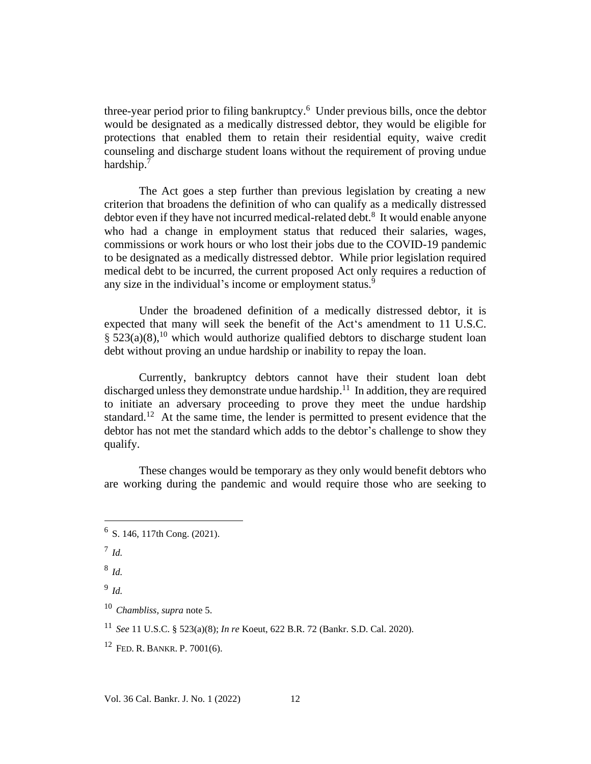three-year period prior to filing bankruptcy.[6] Under previous bills, once the debtor would be designated as a medically distressed debtor, they would be eligible for protections that enabled them to retain their residential equity, waive credit counseling and discharge student loans without the requirement of proving undue hardship.[7]

The Act goes a step further than previous legislation by creating a new criterion that broadens the definition of who can qualify as a medically distressed debtor even if they have not incurred medical-related debt.[8] It would enable anyone who had a change in employment status that reduced their salaries, wages, commissions or work hours or who lost their jobs due to the COVID-19 pandemic to be designated as a medically distressed debtor. While prior legislation required medical debt to be incurred, the current proposed Act only requires a reduction of any size in the individual's income or employment status.[9]

Under the broadened definition of a medically distressed debtor, it is expected that many will seek the benefit of the Act's amendment to 11 U.S.C. § 523(a)(8),[10] which would authorize qualified debtors to discharge student loan debt without proving an undue hardship or inability to repay the loan.

Currently, bankruptcy debtors cannot have their student loan debt discharged unless they demonstrate undue hardship.[11] In addition, they are required to initiate an adversary proceeding to prove they meet the undue hardship standard.[12] At the same time, the lender is permitted to present evidence that the debtor has not met the standard which adds to the debtor's challenge to show they qualify.

These changes would be temporary as they only would benefit debtors who are working during the pandemic and would require those who are seeking to

---

[6] S. 146, 117th Cong. (2021).

[7] *Id.*

[8] *Id.*

[9] *Id.*

[10] *Chambliss*, *supra* note 5.

[11] *See* 11 U.S.C. § 523(a)(8); *In re* Koeut, 622 B.R. 72 (Bankr. S.D. Cal. 2020).

[12] FED. R. BANKR. P. 7001(6).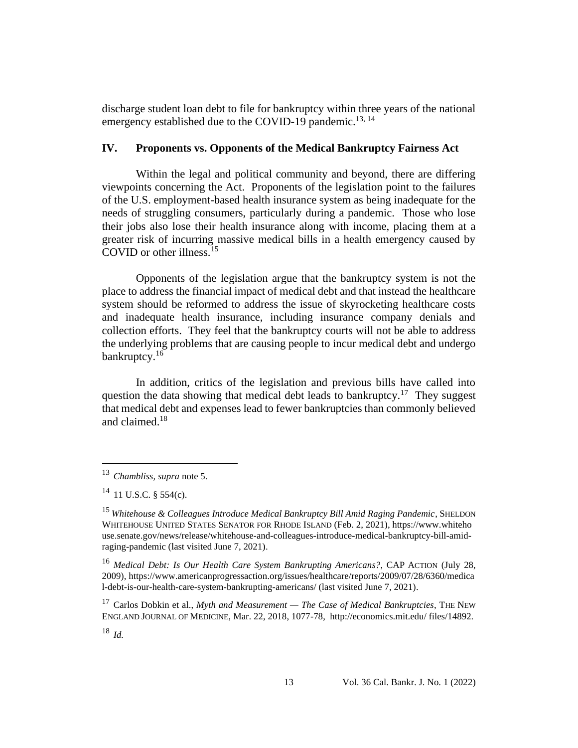discharge student loan debt to file for bankruptcy within three years of the national emergency established due to the COVID-19 pandemic.[13, 14]

## IV. Proponents vs. Opponents of the Medical Bankruptcy Fairness Act

Within the legal and political community and beyond, there are differing viewpoints concerning the Act. Proponents of the legislation point to the failures of the U.S. employment-based health insurance system as being inadequate for the needs of struggling consumers, particularly during a pandemic. Those who lose their jobs also lose their health insurance along with income, placing them at a greater risk of incurring massive medical bills in a health emergency caused by COVID or other illness.[15]

Opponents of the legislation argue that the bankruptcy system is not the place to address the financial impact of medical debt and that instead the healthcare system should be reformed to address the issue of skyrocketing healthcare costs and inadequate health insurance, including insurance company denials and collection efforts. They feel that the bankruptcy courts will not be able to address the underlying problems that are causing people to incur medical debt and undergo bankruptcy.[16]

In addition, critics of the legislation and previous bills have called into question the data showing that medical debt leads to bankruptcy.[17] They suggest that medical debt and expenses lead to fewer bankruptcies than commonly believed and claimed.[18]

---

[13] *Chambliss, supra* note 5.

[14] 11 U.S.C. § 554(c).

[15] *Whitehouse & Colleagues Introduce Medical Bankruptcy Bill Amid Raging Pandemic*, SHELDON WHITEHOUSE UNITED STATES SENATOR FOR RHODE ISLAND (Feb. 2, 2021), https://www.whitehouse.senate.gov/news/release/whitehouse-and-colleagues-introduce-medical-bankruptcy-bill-amid-raging-pandemic (last visited June 7, 2021).

[16] *Medical Debt: Is Our Health Care System Bankrupting Americans?*, CAP ACTION (July 28, 2009), https://www.americanprogressaction.org/issues/healthcare/reports/2009/07/28/6360/medical-debt-is-our-health-care-system-bankrupting-americans/ (last visited June 7, 2021).

[17] Carlos Dobkin et al., *Myth and Measurement — The Case of Medical Bankruptcies*, THE NEW ENGLAND JOURNAL OF MEDICINE, Mar. 22, 2018, 1077-78, http://economics.mit.edu/ files/14892.

[18] *Id.*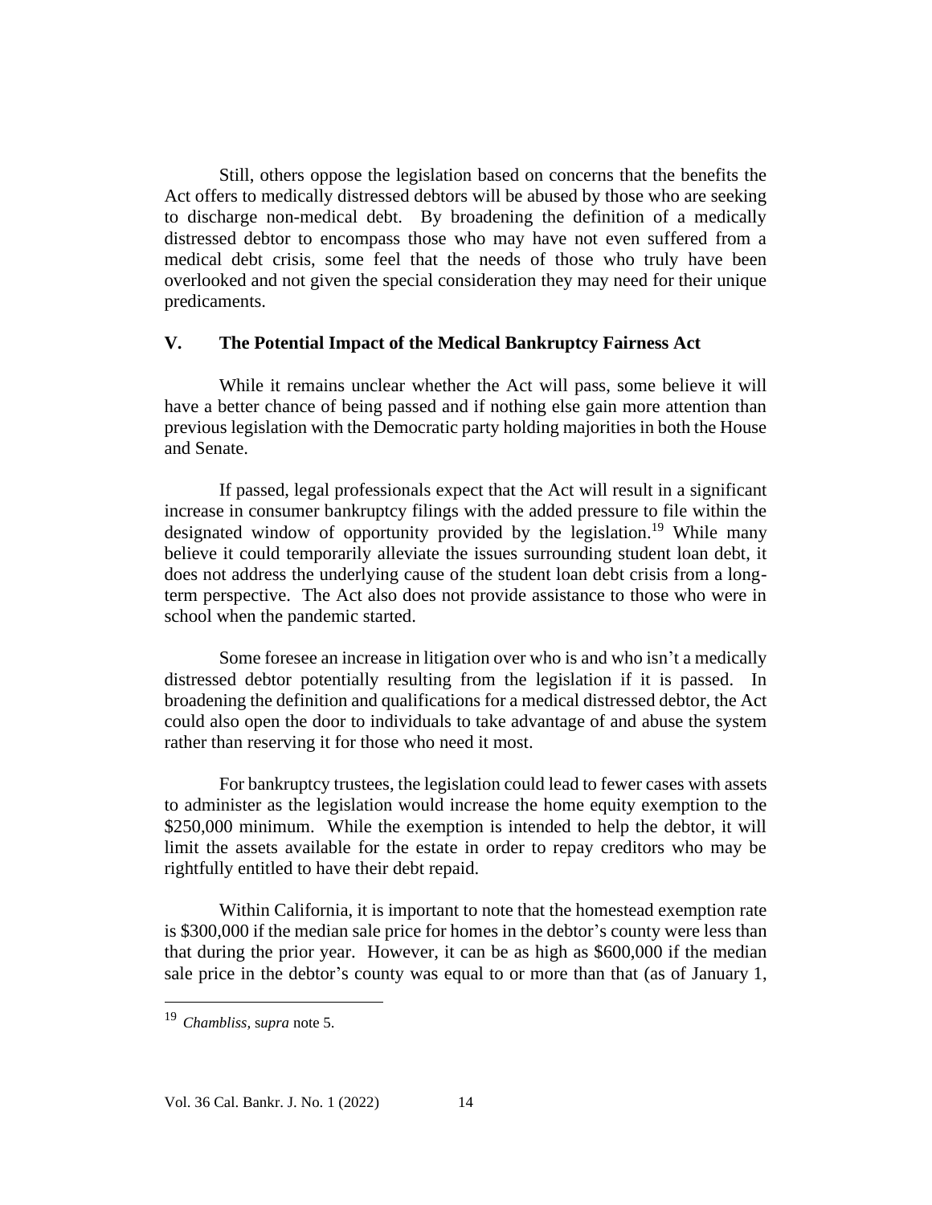Still, others oppose the legislation based on concerns that the benefits the Act offers to medically distressed debtors will be abused by those who are seeking to discharge non-medical debt. By broadening the definition of a medically distressed debtor to encompass those who may have not even suffered from a medical debt crisis, some feel that the needs of those who truly have been overlooked and not given the special consideration they may need for their unique predicaments.

## V. The Potential Impact of the Medical Bankruptcy Fairness Act

While it remains unclear whether the Act will pass, some believe it will have a better chance of being passed and if nothing else gain more attention than previous legislation with the Democratic party holding majorities in both the House and Senate.

If passed, legal professionals expect that the Act will result in a significant increase in consumer bankruptcy filings with the added pressure to file within the designated window of opportunity provided by the legislation.[19] While many believe it could temporarily alleviate the issues surrounding student loan debt, it does not address the underlying cause of the student loan debt crisis from a long-term perspective. The Act also does not provide assistance to those who were in school when the pandemic started.

Some foresee an increase in litigation over who is and who isn't a medically distressed debtor potentially resulting from the legislation if it is passed. In broadening the definition and qualifications for a medical distressed debtor, the Act could also open the door to individuals to take advantage of and abuse the system rather than reserving it for those who need it most.

For bankruptcy trustees, the legislation could lead to fewer cases with assets to administer as the legislation would increase the home equity exemption to the $250,000 minimum. While the exemption is intended to help the debtor, it will limit the assets available for the estate in order to repay creditors who may be rightfully entitled to have their debt repaid.

Within California, it is important to note that the homestead exemption rate is $300,000 if the median sale price for homes in the debtor's county were less than that during the prior year. However, it can be as high as $600,000 if the median sale price in the debtor's county was equal to or more than that (as of January 1,

---

[19] *Chambliss, supra* note 5.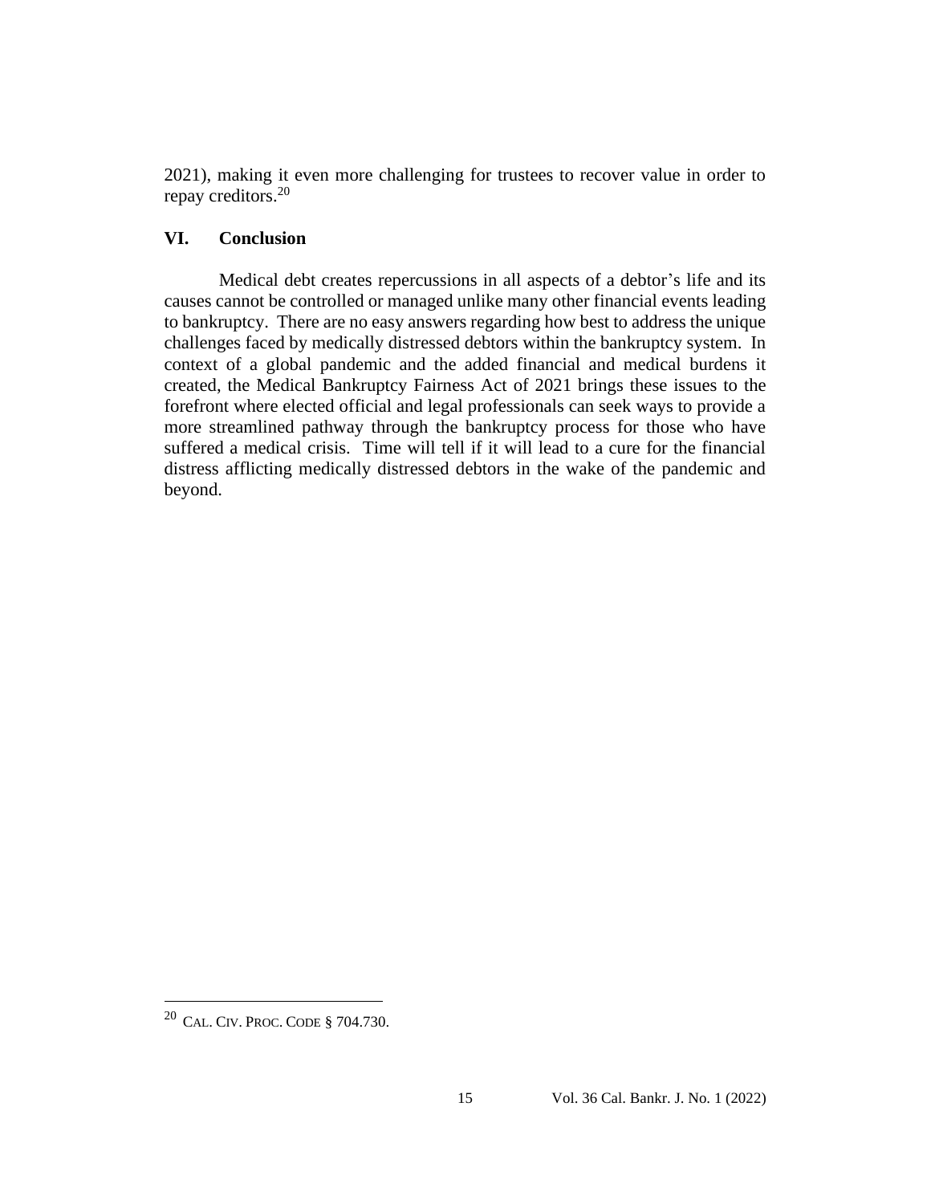2021), making it even more challenging for trustees to recover value in order to repay creditors.[20]

## VI. Conclusion

Medical debt creates repercussions in all aspects of a debtor's life and its causes cannot be controlled or managed unlike many other financial events leading to bankruptcy. There are no easy answers regarding how best to address the unique challenges faced by medically distressed debtors within the bankruptcy system. In context of a global pandemic and the added financial and medical burdens it created, the Medical Bankruptcy Fairness Act of 2021 brings these issues to the forefront where elected official and legal professionals can seek ways to provide a more streamlined pathway through the bankruptcy process for those who have suffered a medical crisis. Time will tell if it will lead to a cure for the financial distress afflicting medically distressed debtors in the wake of the pandemic and beyond.

---

[20] CAL. CIV. PROC. CODE § 704.730.